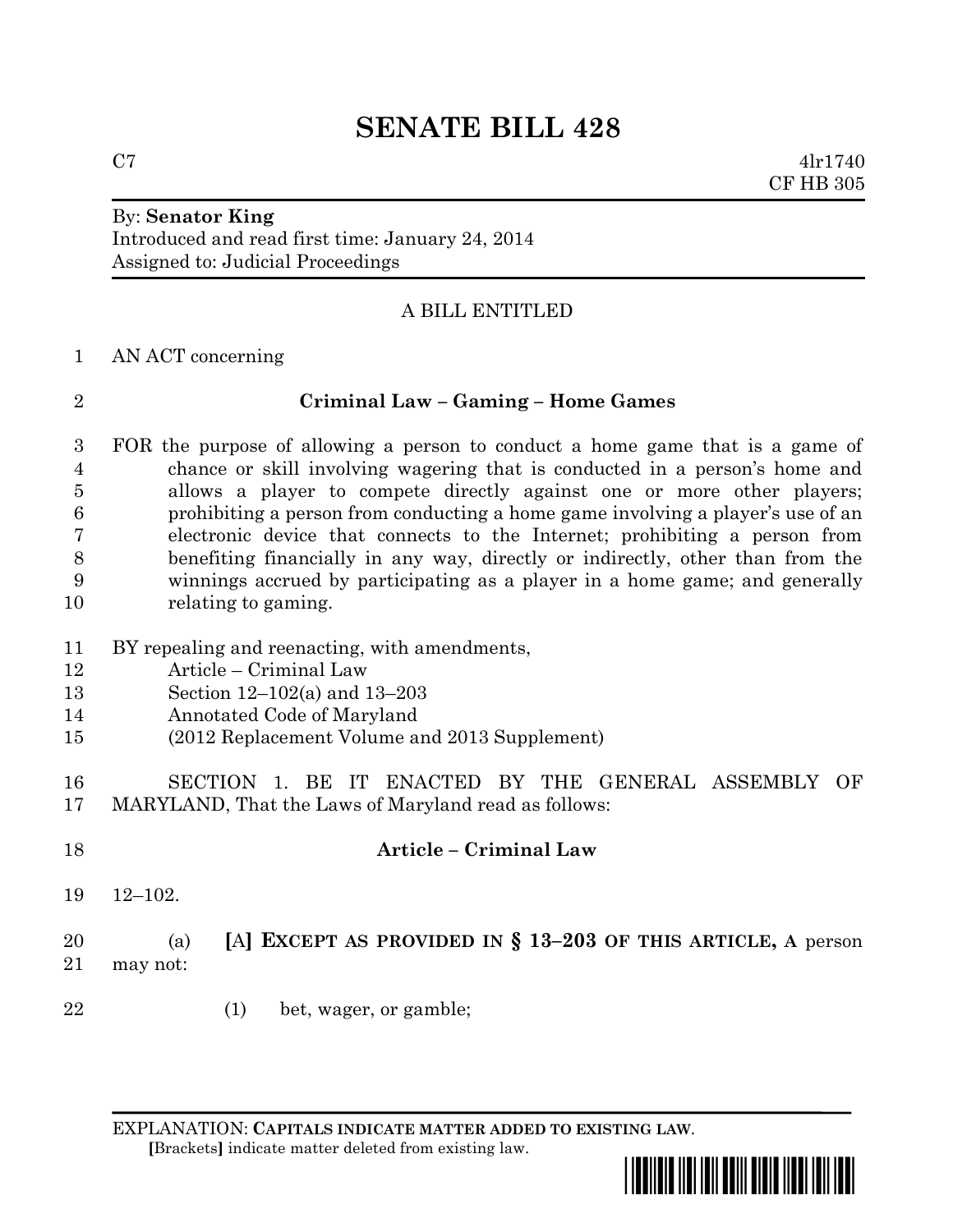# SENATE BILL 428

C7 4lr1740
CF HB 305

By: **Senator King**
Introduced and read first time: January 24, 2014
Assigned to: Judicial Proceedings

A BILL ENTITLED

AN ACT concerning

**Criminal Law – Gaming – Home Games**

FOR the purpose of allowing a person to conduct a home game that is a game of chance or skill involving wagering that is conducted in a person's home and allows a player to compete directly against one or more other players; prohibiting a person from conducting a home game involving a player's use of an electronic device that connects to the Internet; prohibiting a person from benefiting financially in any way, directly or indirectly, other than from the winnings accrued by participating as a player in a home game; and generally relating to gaming.

BY repealing and reenacting, with amendments,
Article – Criminal Law
Section 12–102(a) and 13–203
Annotated Code of Maryland
(2012 Replacement Volume and 2013 Supplement)

SECTION 1. BE IT ENACTED BY THE GENERAL ASSEMBLY OF MARYLAND, That the Laws of Maryland read as follows:

**Article – Criminal Law**

12–102.

(a) [A] **EXCEPT AS PROVIDED IN § 13–203 OF THIS ARTICLE, A** person may not:

(1) bet, wager, or gamble;

EXPLANATION: **CAPITALS INDICATE MATTER ADDED TO EXISTING LAW.**
[Brackets] indicate matter deleted from existing law.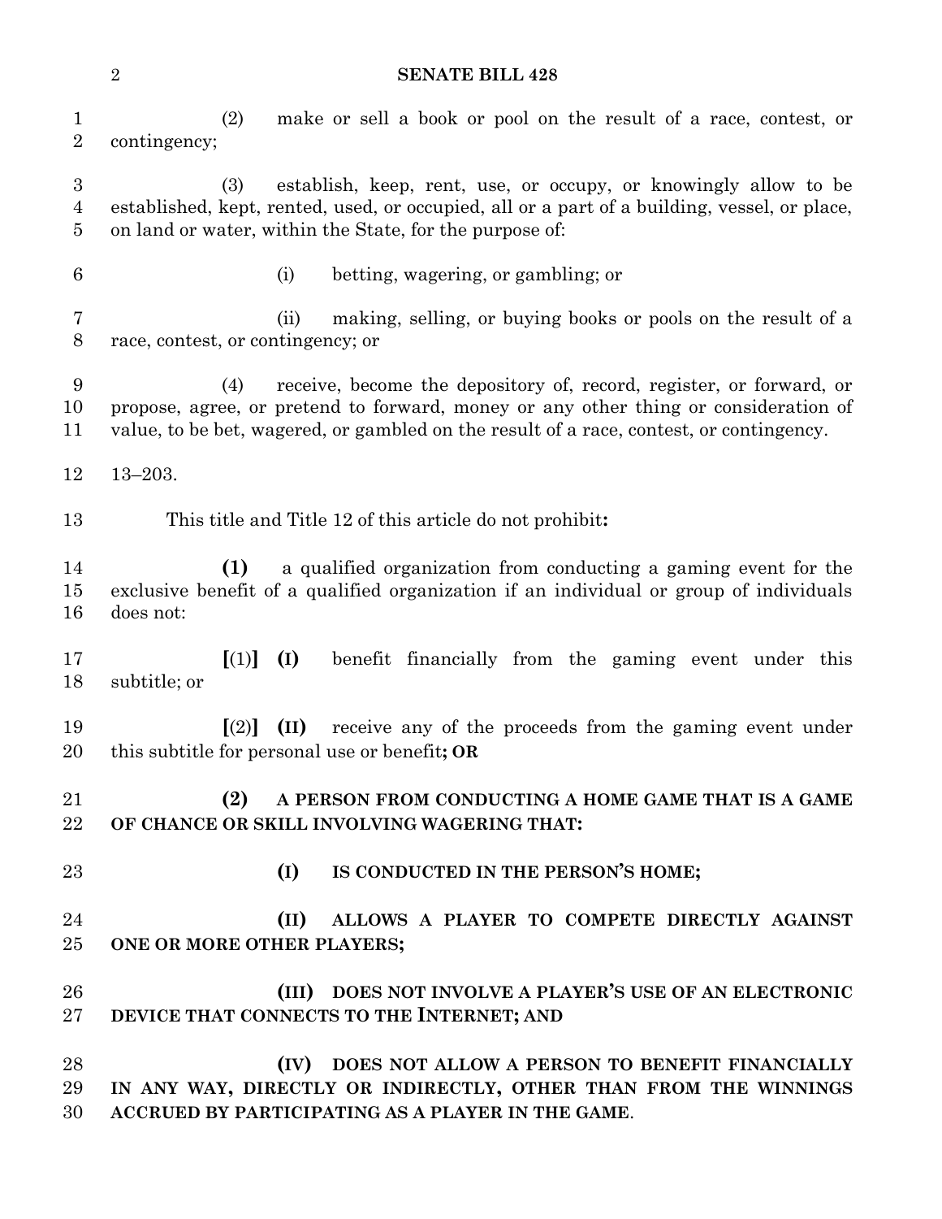(2) make or sell a book or pool on the result of a race, contest, or contingency;

(3) establish, keep, rent, use, or occupy, or knowingly allow to be established, kept, rented, used, or occupied, all or a part of a building, vessel, or place, on land or water, within the State, for the purpose of:

(i) betting, wagering, or gambling; or

(ii) making, selling, or buying books or pools on the result of a race, contest, or contingency; or

(4) receive, become the depository of, record, register, or forward, or propose, agree, or pretend to forward, money or any other thing or consideration of value, to be bet, wagered, or gambled on the result of a race, contest, or contingency.

13–203.

This title and Title 12 of this article do not prohibit**:**

**(1)** a qualified organization from conducting a gaming event for the exclusive benefit of a qualified organization if an individual or group of individuals does not:

**[**(1)**]** **(I)** benefit financially from the gaming event under this subtitle; or

**[**(2)**]** **(II)** receive any of the proceeds from the gaming event under this subtitle for personal use or benefit**; OR**

**(2) A PERSON FROM CONDUCTING A HOME GAME THAT IS A GAME OF CHANCE OR SKILL INVOLVING WAGERING THAT:**

**(I) IS CONDUCTED IN THE PERSON'S HOME;**

**(II) ALLOWS A PLAYER TO COMPETE DIRECTLY AGAINST ONE OR MORE OTHER PLAYERS;**

**(III) DOES NOT INVOLVE A PLAYER'S USE OF AN ELECTRONIC DEVICE THAT CONNECTS TO THE INTERNET; AND**

**(IV) DOES NOT ALLOW A PERSON TO BENEFIT FINANCIALLY IN ANY WAY, DIRECTLY OR INDIRECTLY, OTHER THAN FROM THE WINNINGS ACCRUED BY PARTICIPATING AS A PLAYER IN THE GAME**.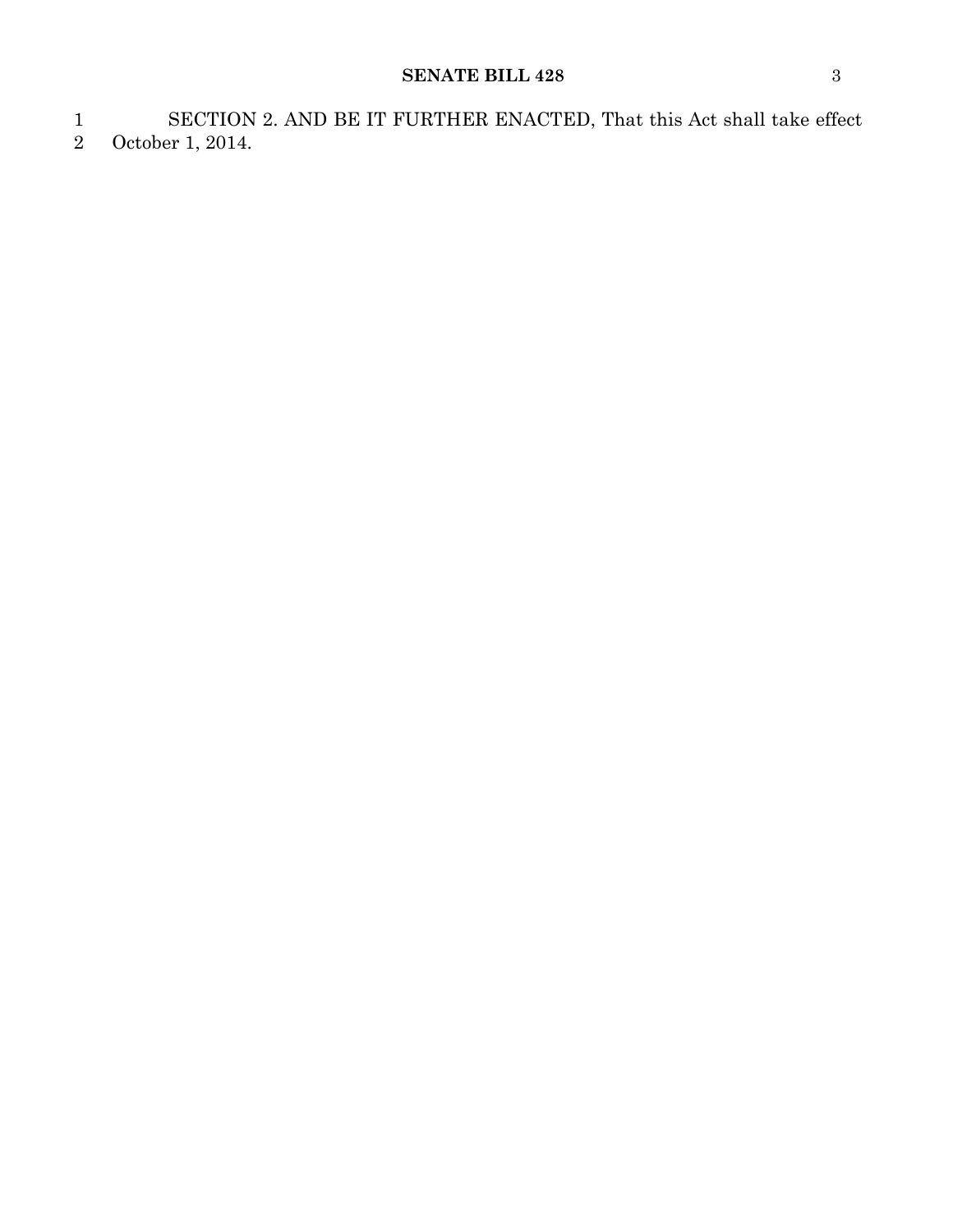SECTION 2. AND BE IT FURTHER ENACTED, That this Act shall take effect October 1, 2014.